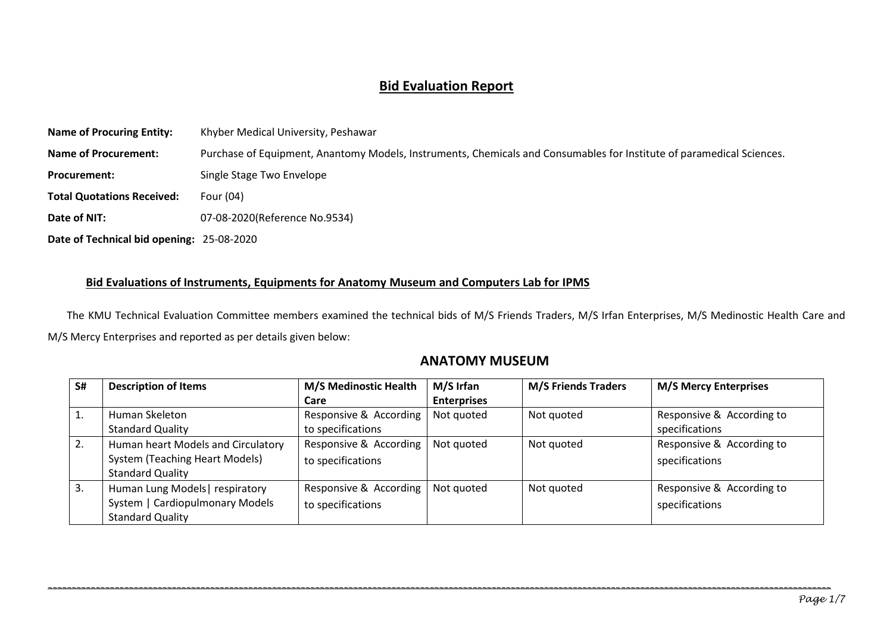# Bid Evaluation Report

**Name of Procuring Entity:** Khyber Medical University, Peshawar

**Name of Procurement:** Purchase of Equipment, Anantomy Models, Instruments, Chemicals and Consumables for Institute of paramedical Sciences.

**Procurement:** Single Stage Two Envelope

**Total Quotations Received:** Four (04)

**Date of NIT:** 07-08-2020(Reference No.9534)

**Date of Technical bid opening:** 25-08-2020

## Bid Evaluations of Instruments, Equipments for Anatomy Museum and Computers Lab for IPMS

The KMU Technical Evaluation Committee members examined the technical bids of M/S Friends Traders, M/S Irfan Enterprises, M/S Medinostic Health Care and M/S Mercy Enterprises and reported as per details given below:

## ANATOMY MUSEUM

| S# | Description of Items | M/S Medinostic Health Care | M/S Irfan Enterprises | M/S Friends Traders | M/S Mercy Enterprises |
|---|---|---|---|---|---|
| 1. | Human Skeleton Standard Quality | Responsive & According to specifications | Not quoted | Not quoted | Responsive & According to specifications |
| 2. | Human heart Models and Circulatory System (Teaching Heart Models) Standard Quality | Responsive & According to specifications | Not quoted | Not quoted | Responsive & According to specifications |
| 3. | Human Lung Models\| respiratory System \| Cardiopulmonary Models Standard Quality | Responsive & According to specifications | Not quoted | Not quoted | Responsive & According to specifications |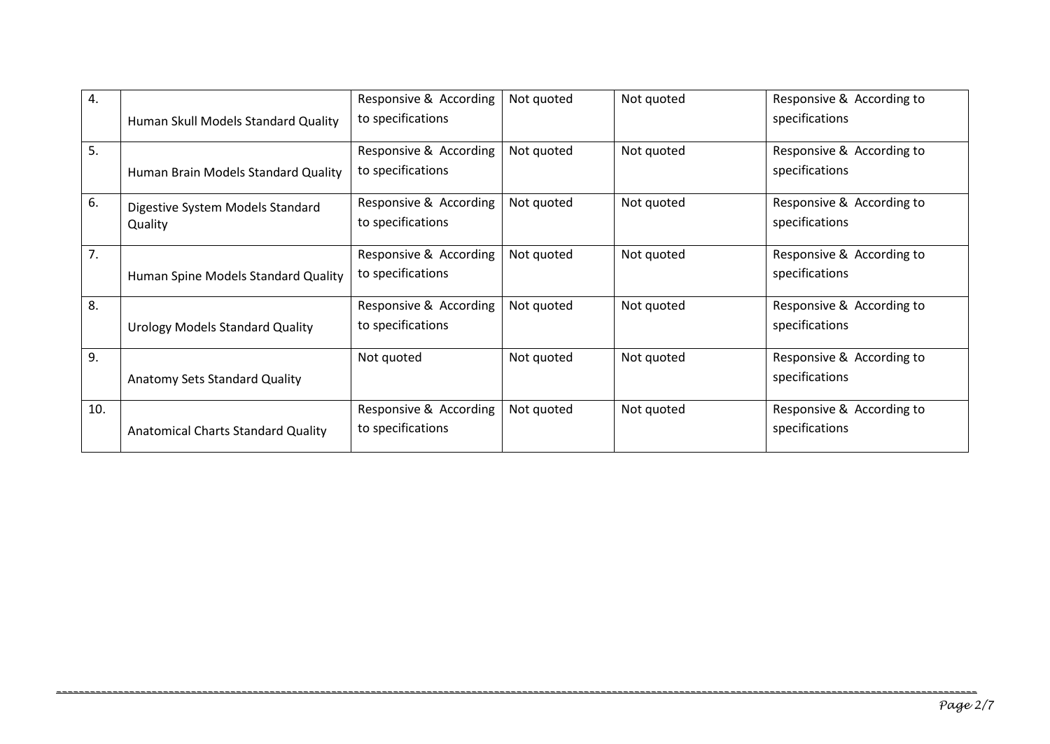| 4. | Human Skull Models Standard Quality | Responsive & According to specifications | Not quoted | Not quoted | Responsive & According to specifications |
|---|---|---|---|---|---|
| 5. | Human Brain Models Standard Quality | Responsive & According to specifications | Not quoted | Not quoted | Responsive & According to specifications |
| 6. | Digestive System Models Standard Quality | Responsive & According to specifications | Not quoted | Not quoted | Responsive & According to specifications |
| 7. | Human Spine Models Standard Quality | Responsive & According to specifications | Not quoted | Not quoted | Responsive & According to specifications |
| 8. | Urology Models Standard Quality | Responsive & According to specifications | Not quoted | Not quoted | Responsive & According to specifications |
| 9. | Anatomy Sets Standard Quality | Not quoted | Not quoted | Not quoted | Responsive & According to specifications |
| 10. | Anatomical Charts Standard Quality | Responsive & According to specifications | Not quoted | Not quoted | Responsive & According to specifications |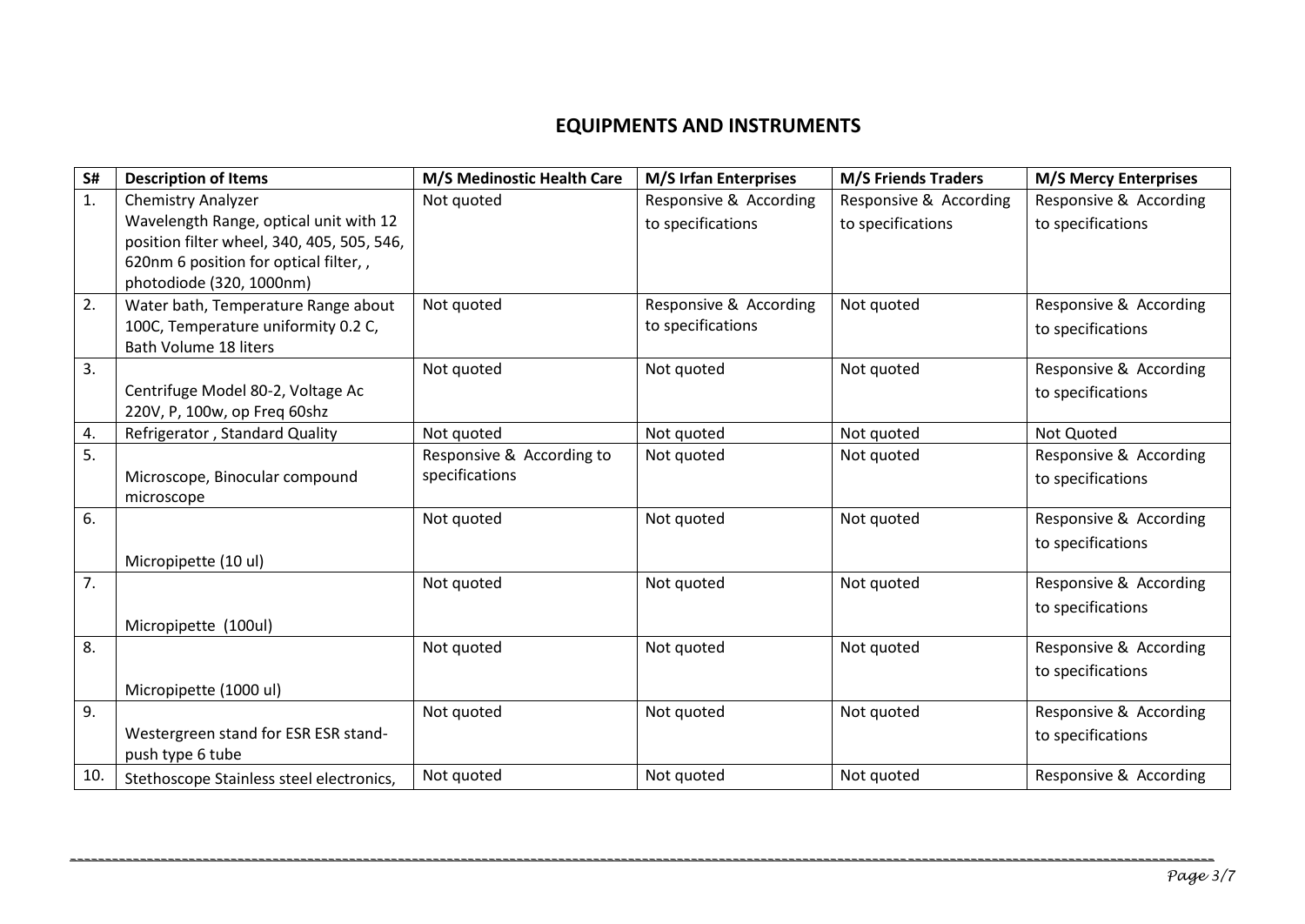## EQUIPMENTS AND INSTRUMENTS

| S# | Description of Items | M/S Medinostic Health Care | M/S Irfan Enterprises | M/S Friends Traders | M/S Mercy Enterprises |
|---|---|---|---|---|---|
| 1. | Chemistry Analyzer Wavelength Range, optical unit with 12 position filter wheel, 340, 405, 505, 546, 620nm 6 position for optical filter, , photodiode (320, 1000nm) | Not quoted | Responsive & According to specifications | Responsive & According to specifications | Responsive & According to specifications |
| 2. | Water bath, Temperature Range about 100C, Temperature uniformity 0.2 C, Bath Volume 18 liters | Not quoted | Responsive & According to specifications | Not quoted | Responsive & According to specifications |
| 3. | Centrifuge Model 80-2, Voltage Ac 220V, P, 100w, op Freq 60shz | Not quoted | Not quoted | Not quoted | Responsive & According to specifications |
| 4. | Refrigerator , Standard Quality | Not quoted | Not quoted | Not quoted | Not Quoted |
| 5. | Microscope, Binocular compound microscope | Responsive & According to specifications | Not quoted | Not quoted | Responsive & According to specifications |
| 6. | Micropipette (10 ul) | Not quoted | Not quoted | Not quoted | Responsive & According to specifications |
| 7. | Micropipette (100ul) | Not quoted | Not quoted | Not quoted | Responsive & According to specifications |
| 8. | Micropipette (1000 ul) | Not quoted | Not quoted | Not quoted | Responsive & According to specifications |
| 9. | Westergreen stand for ESR ESR stand-push type 6 tube | Not quoted | Not quoted | Not quoted | Responsive & According to specifications |
| 10. | Stethoscope Stainless steel electronics, | Not quoted | Not quoted | Not quoted | Responsive & According |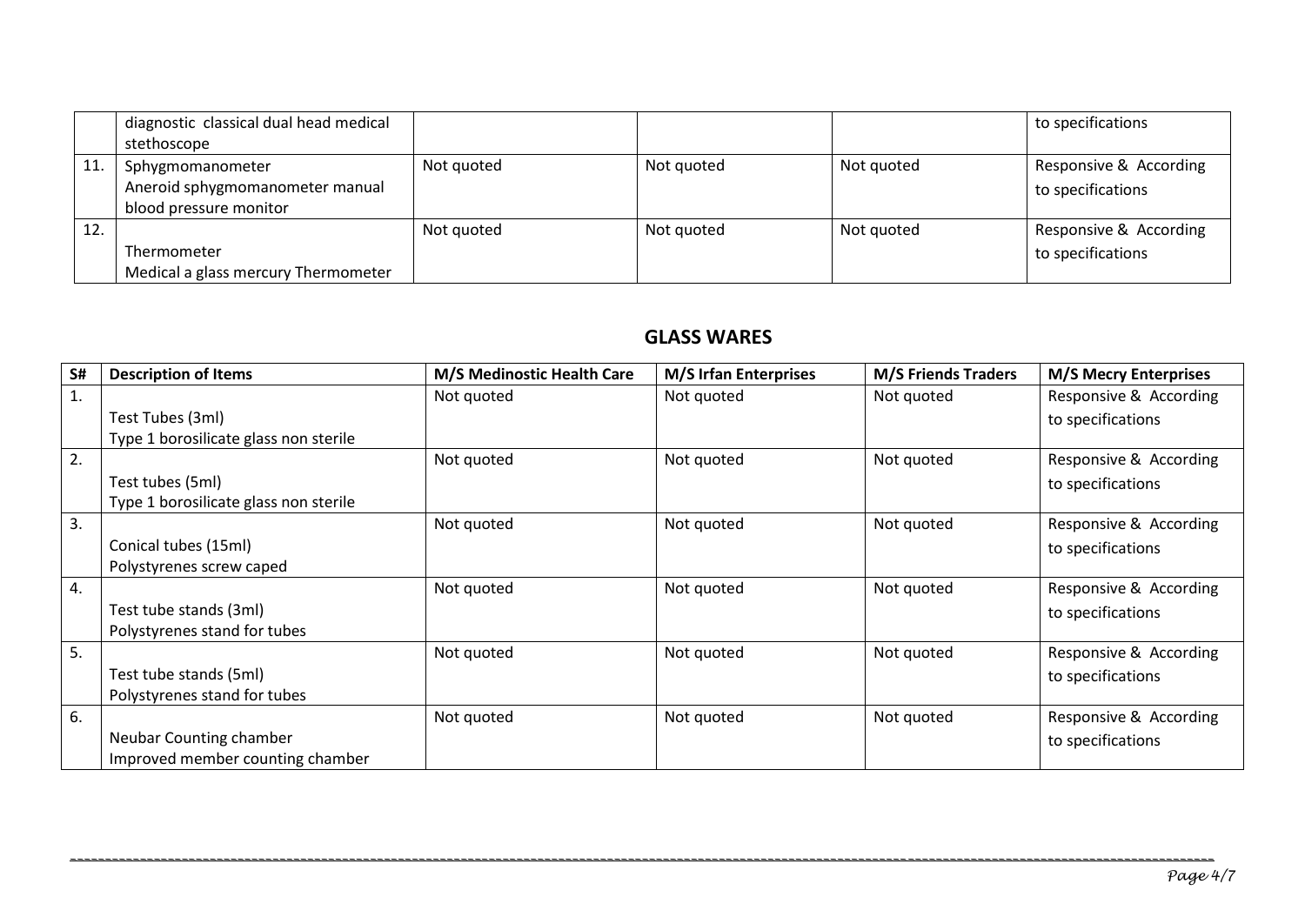|  | diagnostic classical dual head medical stethoscope |  |  |  | to specifications |
|---|---|---|---|---|---|
| 11. | Sphygmomanometer Aneroid sphygmomanometer manual blood pressure monitor | Not quoted | Not quoted | Not quoted | Responsive & According to specifications |
| 12. | Thermometer Medical a glass mercury Thermometer | Not quoted | Not quoted | Not quoted | Responsive & According to specifications |

## GLASS WARES

| S# | Description of Items | M/S Medinostic Health Care | M/S Irfan Enterprises | M/S Friends Traders | M/S Mecry Enterprises |
|---|---|---|---|---|---|
| 1. | Test Tubes (3ml) Type 1 borosilicate glass non sterile | Not quoted | Not quoted | Not quoted | Responsive & According to specifications |
| 2. | Test tubes (5ml) Type 1 borosilicate glass non sterile | Not quoted | Not quoted | Not quoted | Responsive & According to specifications |
| 3. | Conical tubes (15ml) Polystyrenes screw caped | Not quoted | Not quoted | Not quoted | Responsive & According to specifications |
| 4. | Test tube stands (3ml) Polystyrenes stand for tubes | Not quoted | Not quoted | Not quoted | Responsive & According to specifications |
| 5. | Test tube stands (5ml) Polystyrenes stand for tubes | Not quoted | Not quoted | Not quoted | Responsive & According to specifications |
| 6. | Neubar Counting chamber Improved member counting chamber | Not quoted | Not quoted | Not quoted | Responsive & According to specifications |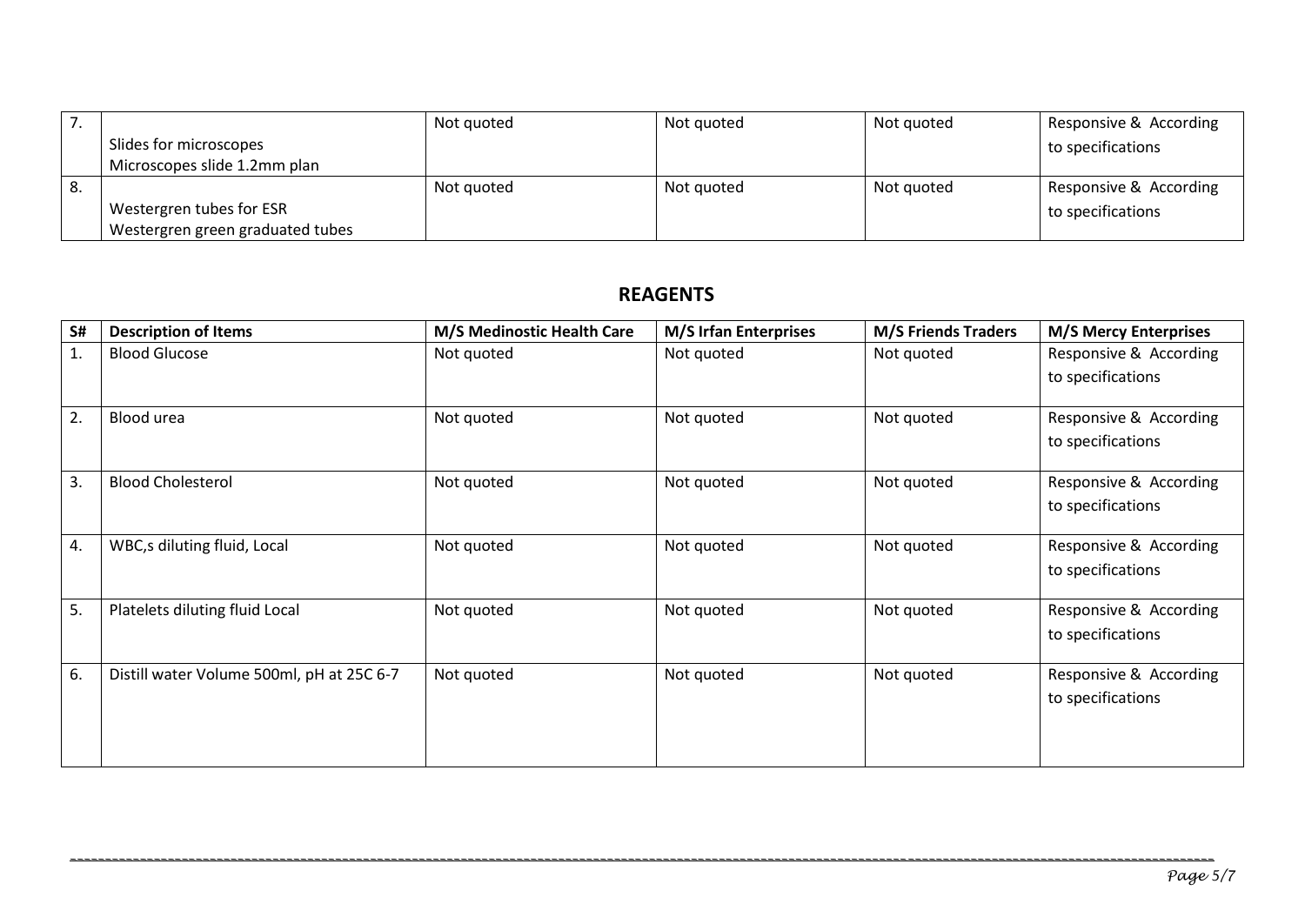| 7. | Slides for microscopes<br>Microscopes slide 1.2mm plan | Not quoted | Not quoted | Not quoted | Responsive & According to specifications |
|---|---|---|---|---|---|
| 8. | Westergren tubes for ESR<br>Westergren green graduated tubes | Not quoted | Not quoted | Not quoted | Responsive & According to specifications |

## REAGENTS

| S# | Description of Items | M/S Medinostic Health Care | M/S Irfan Enterprises | M/S Friends Traders | M/S Mercy Enterprises |
|---|---|---|---|---|---|
| 1. | Blood Glucose | Not quoted | Not quoted | Not quoted | Responsive & According to specifications |
| 2. | Blood urea | Not quoted | Not quoted | Not quoted | Responsive & According to specifications |
| 3. | Blood Cholesterol | Not quoted | Not quoted | Not quoted | Responsive & According to specifications |
| 4. | WBC,s diluting fluid, Local | Not quoted | Not quoted | Not quoted | Responsive & According to specifications |
| 5. | Platelets diluting fluid Local | Not quoted | Not quoted | Not quoted | Responsive & According to specifications |
| 6. | Distill water Volume 500ml, pH at 25C 6-7 | Not quoted | Not quoted | Not quoted | Responsive & According to specifications |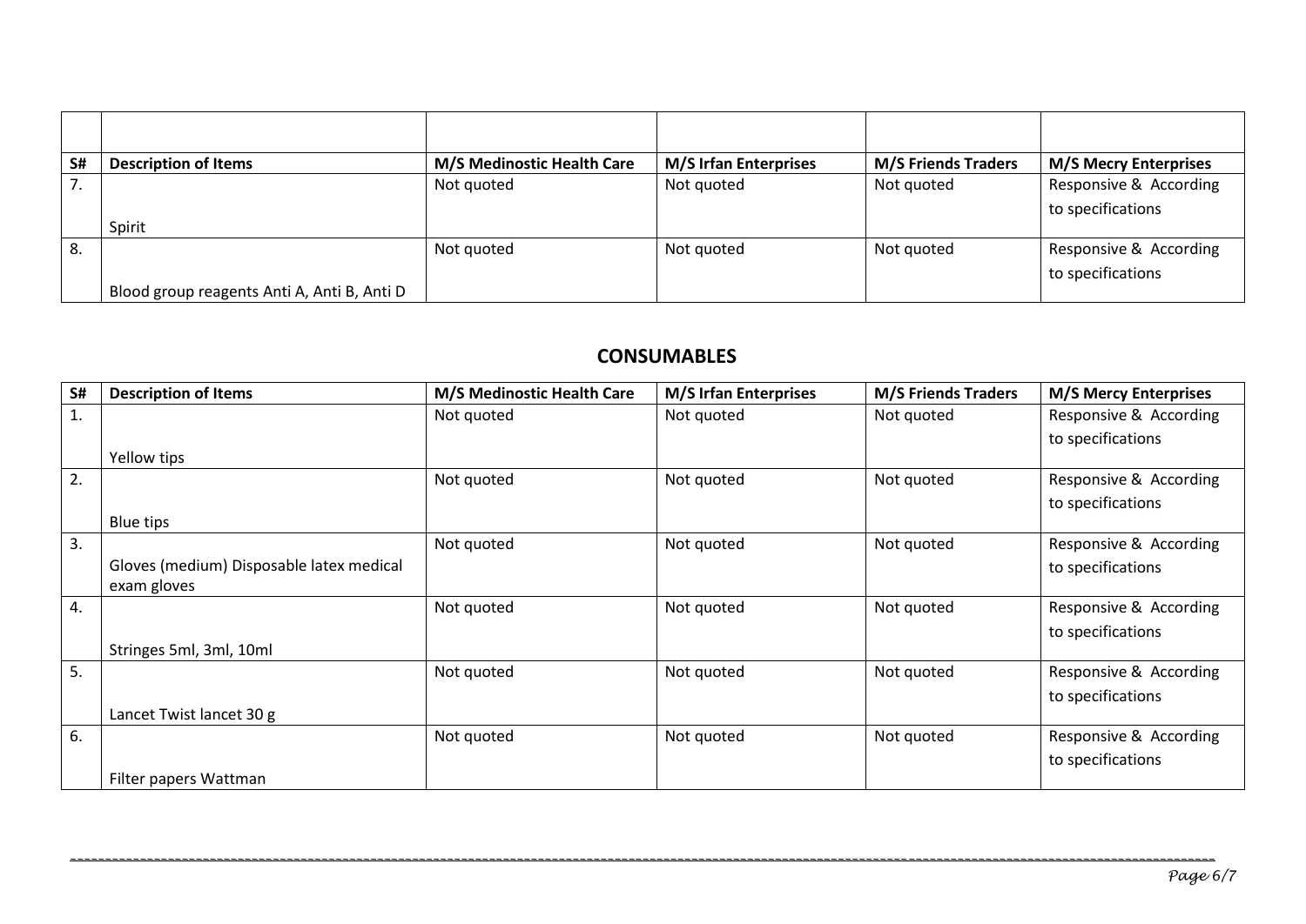| S# | Description of Items | M/S Medinostic Health Care | M/S Irfan Enterprises | M/S Friends Traders | M/S Mecry Enterprises |
|---|---|---|---|---|---|
| 7. | Spirit | Not quoted | Not quoted | Not quoted | Responsive & According to specifications |
| 8. | Blood group reagents Anti A, Anti B, Anti D | Not quoted | Not quoted | Not quoted | Responsive & According to specifications |

## CONSUMABLES

| S# | Description of Items | M/S Medinostic Health Care | M/S Irfan Enterprises | M/S Friends Traders | M/S Mecry Enterprises |
|---|---|---|---|---|---|
| 1. | Yellow tips | Not quoted | Not quoted | Not quoted | Responsive & According to specifications |
| 2. | Blue tips | Not quoted | Not quoted | Not quoted | Responsive & According to specifications |
| 3. | Gloves (medium) Disposable latex medical exam gloves | Not quoted | Not quoted | Not quoted | Responsive & According to specifications |
| 4. | Stringes 5ml, 3ml, 10ml | Not quoted | Not quoted | Not quoted | Responsive & According to specifications |
| 5. | Lancet Twist lancet 30 g | Not quoted | Not quoted | Not quoted | Responsive & According to specifications |
| 6. | Filter papers Wattman | Not quoted | Not quoted | Not quoted | Responsive & According to specifications |